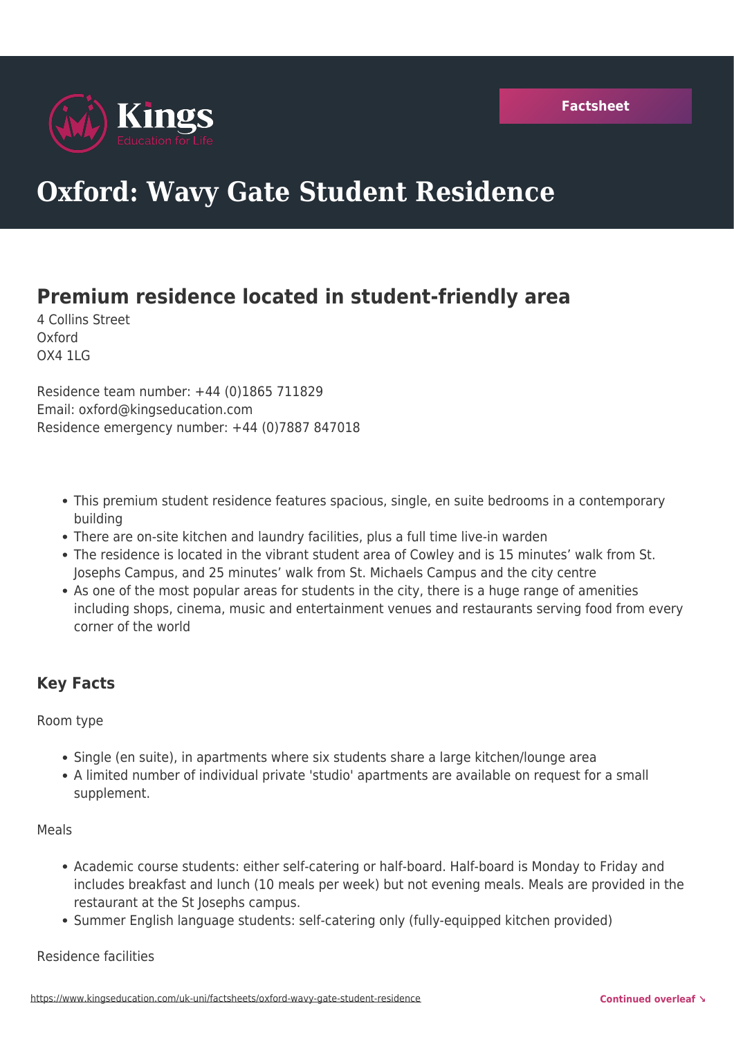Kings
Education for Life

Factsheet

# Oxford: Wavy Gate Student Residence

## Premium residence located in student-friendly area

4 Collins Street
Oxford
OX4 1LG

Residence team number: +44 (0)1865 711829
Email: oxford@kingseducation.com
Residence emergency number: +44 (0)7887 847018

- This premium student residence features spacious, single, en suite bedrooms in a contemporary building
- There are on-site kitchen and laundry facilities, plus a full time live-in warden
- The residence is located in the vibrant student area of Cowley and is 15 minutes' walk from St. Josephs Campus, and 25 minutes' walk from St. Michaels Campus and the city centre
- As one of the most popular areas for students in the city, there is a huge range of amenities including shops, cinema, music and entertainment venues and restaurants serving food from every corner of the world

### Key Facts

Room type

- Single (en suite), in apartments where six students share a large kitchen/lounge area
- A limited number of individual private 'studio' apartments are available on request for a small supplement.

Meals

- Academic course students: either self-catering or half-board. Half-board is Monday to Friday and includes breakfast and lunch (10 meals per week) but not evening meals. Meals are provided in the restaurant at the St Josephs campus.
- Summer English language students: self-catering only (fully-equipped kitchen provided)

Residence facilities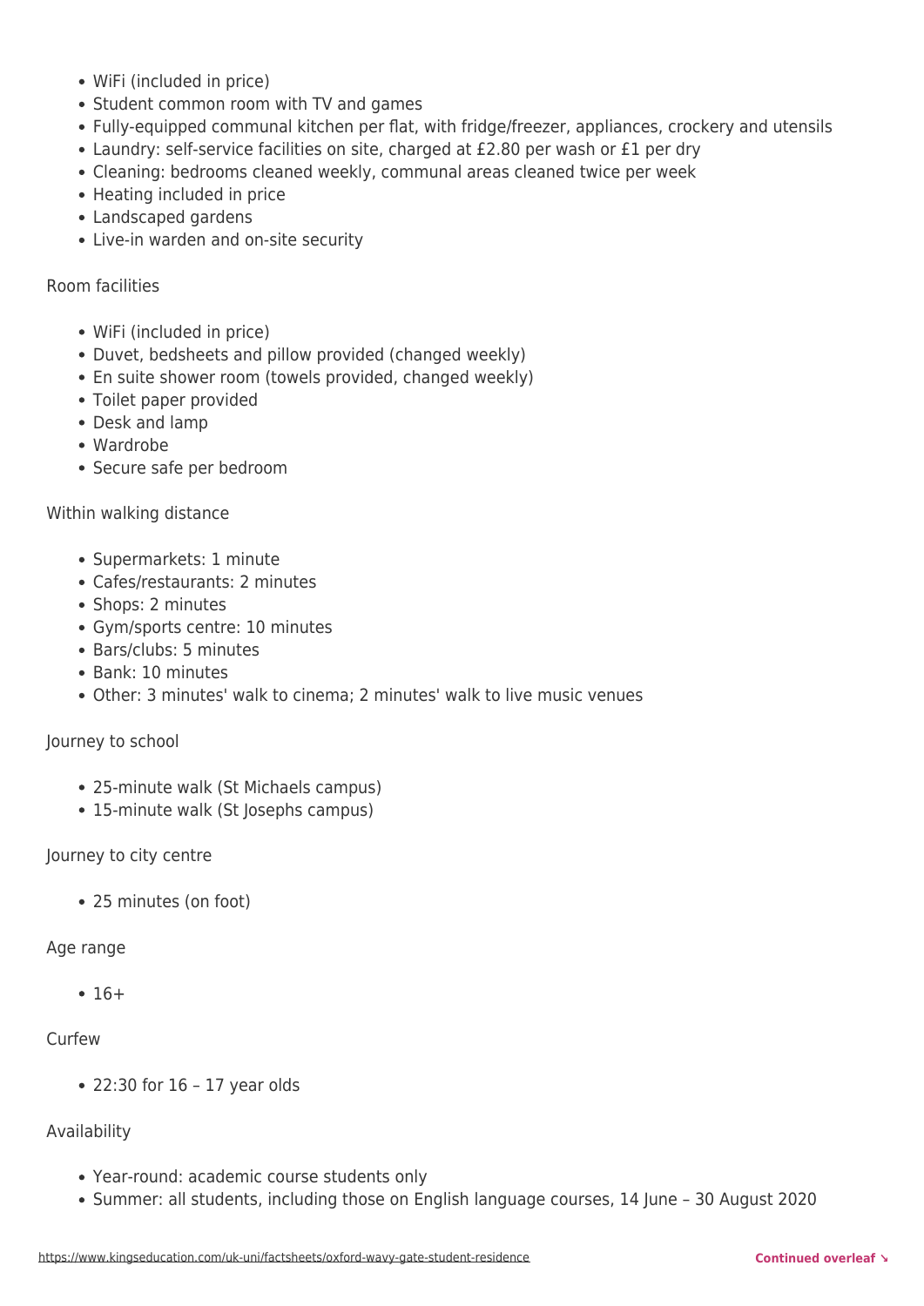- WiFi (included in price)
- Student common room with TV and games
- Fully-equipped communal kitchen per flat, with fridge/freezer, appliances, crockery and utensils
- Laundry: self-service facilities on site, charged at £2.80 per wash or £1 per dry
- Cleaning: bedrooms cleaned weekly, communal areas cleaned twice per week
- Heating included in price
- Landscaped gardens
- Live-in warden and on-site security

Room facilities

- WiFi (included in price)
- Duvet, bedsheets and pillow provided (changed weekly)
- En suite shower room (towels provided, changed weekly)
- Toilet paper provided
- Desk and lamp
- Wardrobe
- Secure safe per bedroom

Within walking distance

- Supermarkets: 1 minute
- Cafes/restaurants: 2 minutes
- Shops: 2 minutes
- Gym/sports centre: 10 minutes
- Bars/clubs: 5 minutes
- Bank: 10 minutes
- Other: 3 minutes' walk to cinema; 2 minutes' walk to live music venues

Journey to school

- 25-minute walk (St Michaels campus)
- 15-minute walk (St Josephs campus)

Journey to city centre

- 25 minutes (on foot)

Age range

- 16+

Curfew

- 22:30 for 16 – 17 year olds

Availability

- Year-round: academic course students only
- Summer: all students, including those on English language courses, 14 June – 30 August 2020

https://www.kingseducation.com/uk-uni/factsheets/oxford-wavy-gate-student-residence

Continued overleaf ↘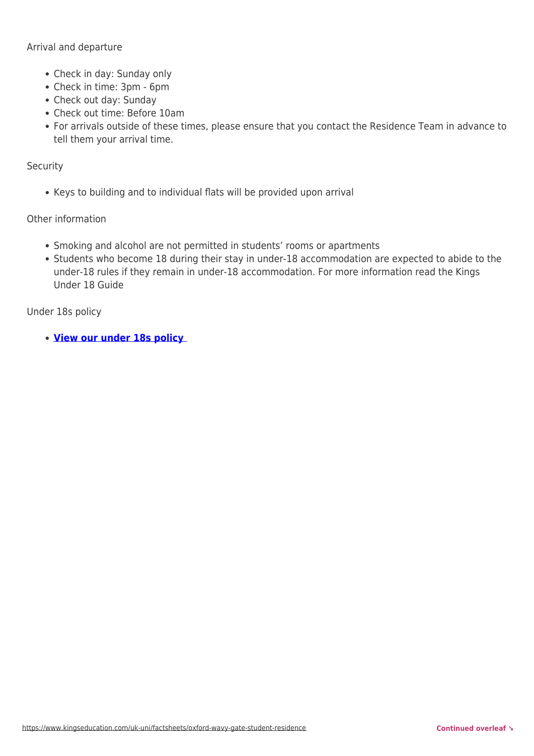## Arrival and departure

- Check in day: Sunday only
- Check in time: 3pm - 6pm
- Check out day: Sunday
- Check out time: Before 10am
- For arrivals outside of these times, please ensure that you contact the Residence Team in advance to tell them your arrival time.

## Security

- Keys to building and to individual flats will be provided upon arrival

## Other information

- Smoking and alcohol are not permitted in students' rooms or apartments
- Students who become 18 during their stay in under-18 accommodation are expected to abide to the under-18 rules if they remain in under-18 accommodation. For more information read the Kings Under 18 Guide

## Under 18s policy

- **View our under 18s policy**